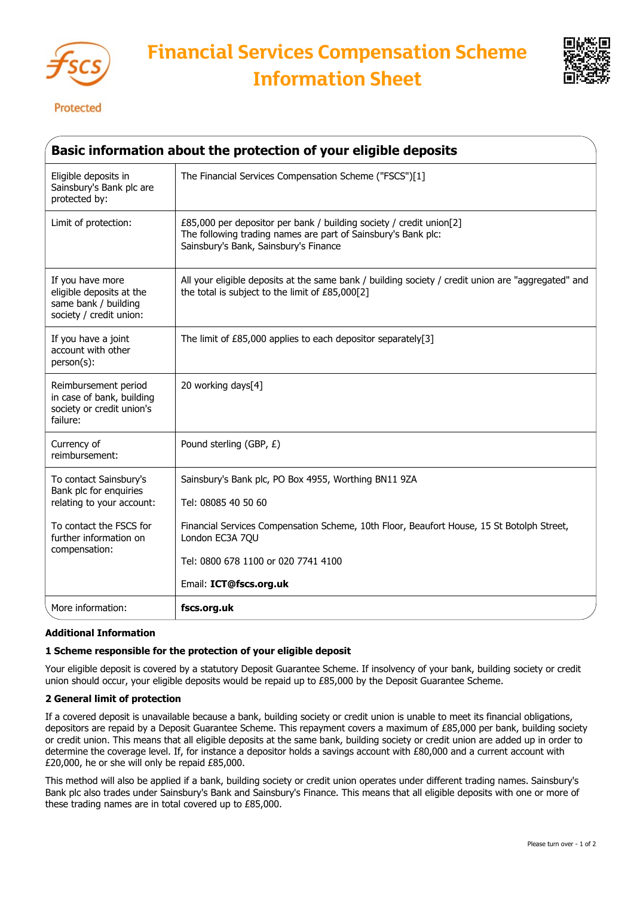# Financial Services Compensation Scheme Information Sheet

Protected

## Basic information about the protection of your eligible deposits

| | |
|---|---|
| Eligible deposits in Sainsbury's Bank plc are protected by: | The Financial Services Compensation Scheme ("FSCS")[1] |
| Limit of protection: | £85,000 per depositor per bank / building society / credit union[2]<br>The following trading names are part of Sainsbury's Bank plc:<br>Sainsbury's Bank, Sainsbury's Finance |
| If you have more eligible deposits at the same bank / building society / credit union: | All your eligible deposits at the same bank / building society / credit union are "aggregated" and the total is subject to the limit of £85,000[2] |
| If you have a joint account with other person(s): | The limit of £85,000 applies to each depositor separately[3] |
| Reimbursement period in case of bank, building society or credit union's failure: | 20 working days[4] |
| Currency of reimbursement: | Pound sterling (GBP, £) |
| To contact Sainsbury's Bank plc for enquiries relating to your account: | Sainsbury's Bank plc, PO Box 4955, Worthing BN11 9ZA<br>Tel: 08085 40 50 60 |
| To contact the FSCS for further information on compensation: | Financial Services Compensation Scheme, 10th Floor, Beaufort House, 15 St Botolph Street, London EC3A 7QU<br>Tel: 0800 678 1100 or 020 7741 4100<br>Email: **ICT@fscs.org.uk** |
| More information: | **fscs.org.uk** |

**Additional Information**

**1 Scheme responsible for the protection of your eligible deposit**

Your eligible deposit is covered by a statutory Deposit Guarantee Scheme. If insolvency of your bank, building society or credit union should occur, your eligible deposits would be repaid up to £85,000 by the Deposit Guarantee Scheme.

**2 General limit of protection**

If a covered deposit is unavailable because a bank, building society or credit union is unable to meet its financial obligations, depositors are repaid by a Deposit Guarantee Scheme. This repayment covers a maximum of £85,000 per bank, building society or credit union. This means that all eligible deposits at the same bank, building society or credit union are added up in order to determine the coverage level. If, for instance a depositor holds a savings account with £80,000 and a current account with £20,000, he or she will only be repaid £85,000.

This method will also be applied if a bank, building society or credit union operates under different trading names. Sainsbury's Bank plc also trades under Sainsbury's Bank and Sainsbury's Finance. This means that all eligible deposits with one or more of these trading names are in total covered up to £85,000.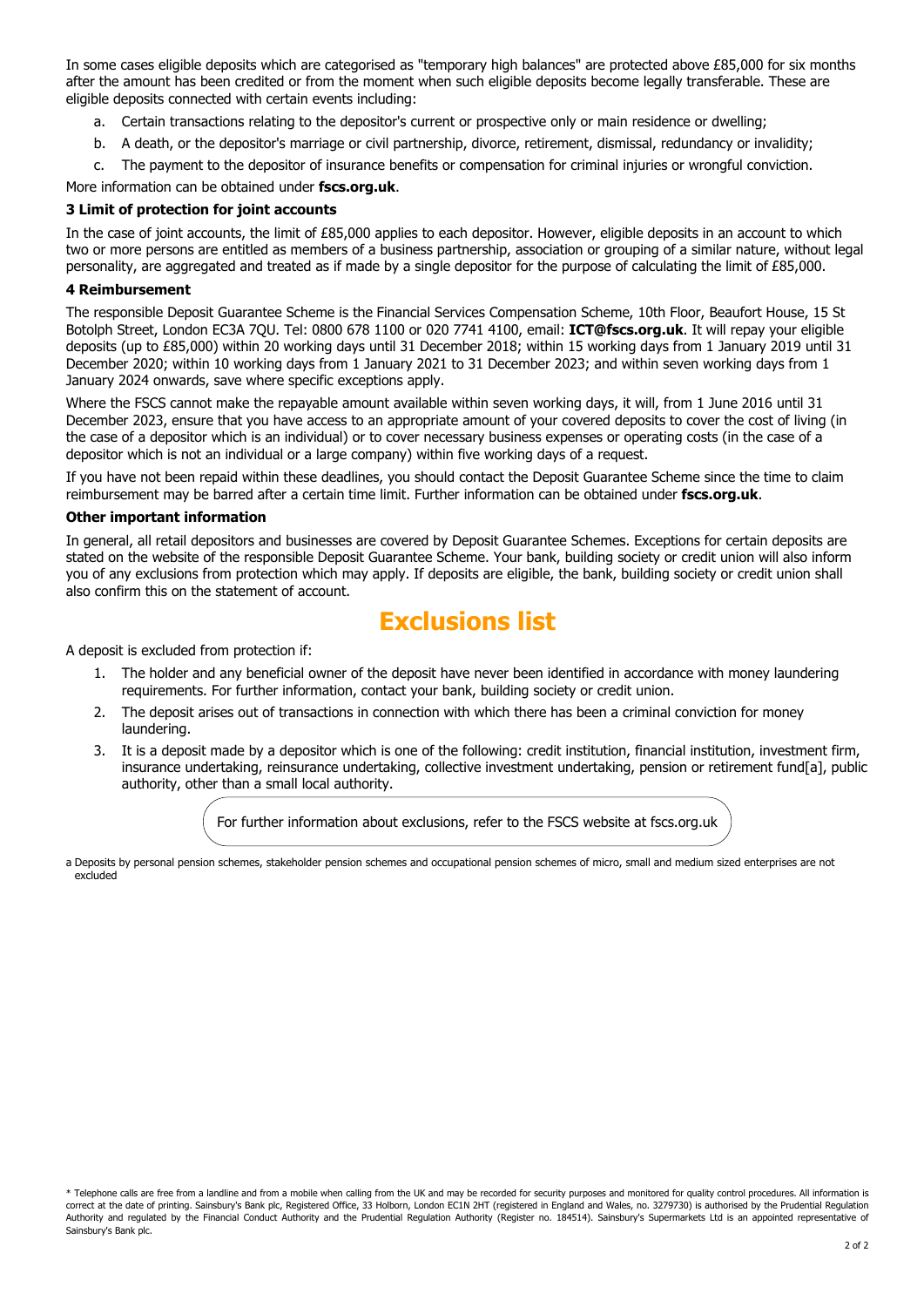In some cases eligible deposits which are categorised as "temporary high balances" are protected above £85,000 for six months after the amount has been credited or from the moment when such eligible deposits become legally transferable. These are eligible deposits connected with certain events including:

a. Certain transactions relating to the depositor's current or prospective only or main residence or dwelling;
b. A death, or the depositor's marriage or civil partnership, divorce, retirement, dismissal, redundancy or invalidity;
c. The payment to the depositor of insurance benefits or compensation for criminal injuries or wrongful conviction.

More information can be obtained under **fscs.org.uk**.

### 3 Limit of protection for joint accounts

In the case of joint accounts, the limit of £85,000 applies to each depositor. However, eligible deposits in an account to which two or more persons are entitled as members of a business partnership, association or grouping of a similar nature, without legal personality, are aggregated and treated as if made by a single depositor for the purpose of calculating the limit of £85,000.

### 4 Reimbursement

The responsible Deposit Guarantee Scheme is the Financial Services Compensation Scheme, 10th Floor, Beaufort House, 15 St Botolph Street, London EC3A 7QU. Tel: 0800 678 1100 or 020 7741 4100, email: **ICT@fscs.org.uk**. It will repay your eligible deposits (up to £85,000) within 20 working days until 31 December 2018; within 15 working days from 1 January 2019 until 31 December 2020; within 10 working days from 1 January 2021 to 31 December 2023; and within seven working days from 1 January 2024 onwards, save where specific exceptions apply.

Where the FSCS cannot make the repayable amount available within seven working days, it will, from 1 June 2016 until 31 December 2023, ensure that you have access to an appropriate amount of your covered deposits to cover the cost of living (in the case of a depositor which is an individual) or to cover necessary business expenses or operating costs (in the case of a depositor which is not an individual or a large company) within five working days of a request.

If you have not been repaid within these deadlines, you should contact the Deposit Guarantee Scheme since the time to claim reimbursement may be barred after a certain time limit. Further information can be obtained under **fscs.org.uk**.

### Other important information

In general, all retail depositors and businesses are covered by Deposit Guarantee Schemes. Exceptions for certain deposits are stated on the website of the responsible Deposit Guarantee Scheme. Your bank, building society or credit union will also inform you of any exclusions from protection which may apply. If deposits are eligible, the bank, building society or credit union shall also confirm this on the statement of account.

## Exclusions list

A deposit is excluded from protection if:

1. The holder and any beneficial owner of the deposit have never been identified in accordance with money laundering requirements. For further information, contact your bank, building society or credit union.
2. The deposit arises out of transactions in connection with which there has been a criminal conviction for money laundering.
3. It is a deposit made by a depositor which is one of the following: credit institution, financial institution, investment firm, insurance undertaking, reinsurance undertaking, collective investment undertaking, pension or retirement fund[a], public authority, other than a small local authority.

For further information about exclusions, refer to the FSCS website at fscs.org.uk

a Deposits by personal pension schemes, stakeholder pension schemes and occupational pension schemes of micro, small and medium sized enterprises are not excluded

* Telephone calls are free from a landline and from a mobile when calling from the UK and may be recorded for security purposes and monitored for quality control procedures. All information is correct at the date of printing. Sainsbury's Bank plc, Registered Office, 33 Holborn, London EC1N 2HT (registered in England and Wales, no. 3279730) is authorised by the Prudential Regulation Authority and regulated by the Financial Conduct Authority and the Prudential Regulation Authority (Register no. 184514). Sainsbury's Supermarkets Ltd is an appointed representative of Sainsbury's Bank plc.